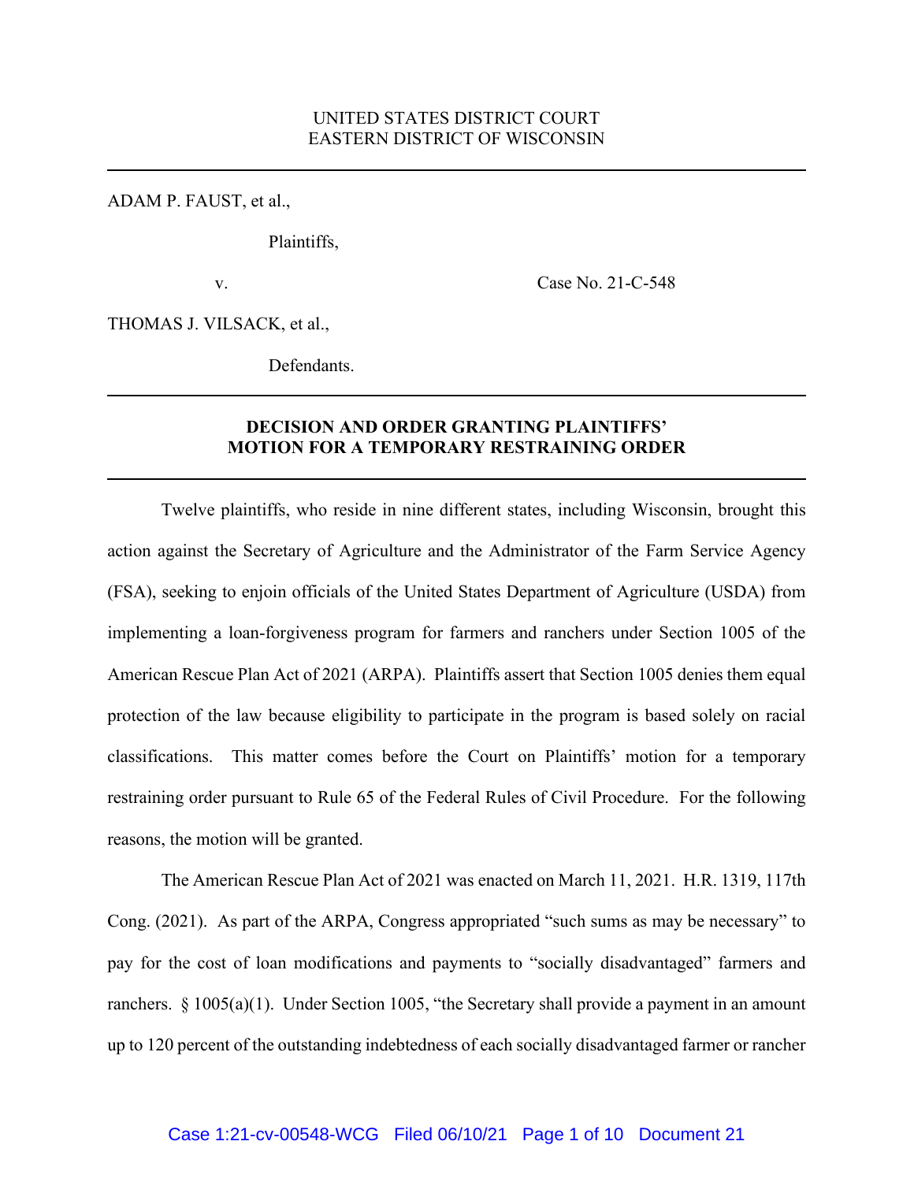UNITED STATES DISTRICT COURT
EASTERN DISTRICT OF WISCONSIN

---

ADAM P. FAUST, et al.,

Plaintiffs,

v. Case No. 21-C-548

THOMAS J. VILSACK, et al.,

Defendants.

---

**DECISION AND ORDER GRANTING PLAINTIFFS' MOTION FOR A TEMPORARY RESTRAINING ORDER**

---

Twelve plaintiffs, who reside in nine different states, including Wisconsin, brought this action against the Secretary of Agriculture and the Administrator of the Farm Service Agency (FSA), seeking to enjoin officials of the United States Department of Agriculture (USDA) from implementing a loan-forgiveness program for farmers and ranchers under Section 1005 of the American Rescue Plan Act of 2021 (ARPA). Plaintiffs assert that Section 1005 denies them equal protection of the law because eligibility to participate in the program is based solely on racial classifications. This matter comes before the Court on Plaintiffs' motion for a temporary restraining order pursuant to Rule 65 of the Federal Rules of Civil Procedure. For the following reasons, the motion will be granted.

The American Rescue Plan Act of 2021 was enacted on March 11, 2021. H.R. 1319, 117th Cong. (2021). As part of the ARPA, Congress appropriated "such sums as may be necessary" to pay for the cost of loan modifications and payments to "socially disadvantaged" farmers and ranchers. § 1005(a)(1). Under Section 1005, "the Secretary shall provide a payment in an amount up to 120 percent of the outstanding indebtedness of each socially disadvantaged farmer or rancher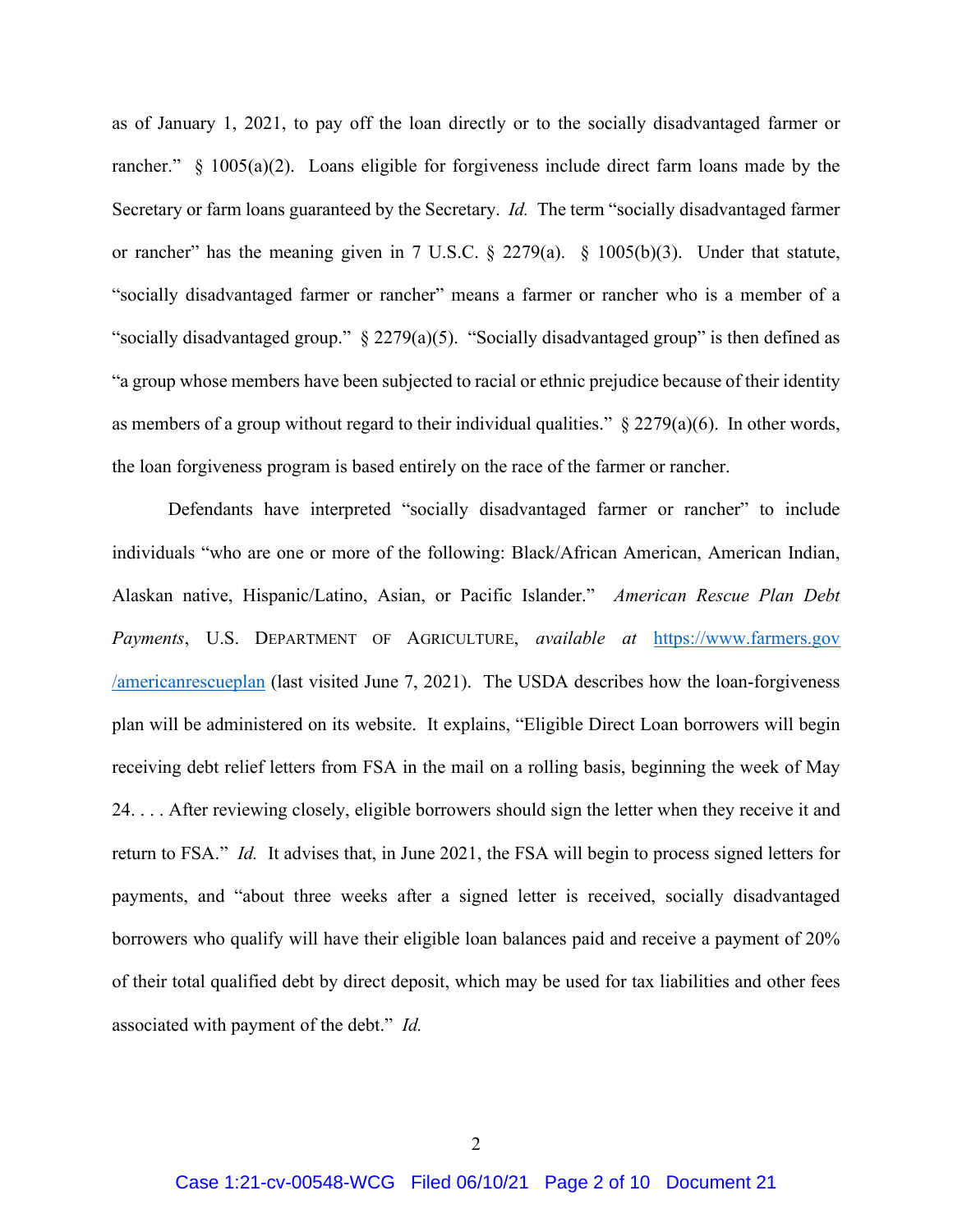as of January 1, 2021, to pay off the loan directly or to the socially disadvantaged farmer or rancher." § 1005(a)(2). Loans eligible for forgiveness include direct farm loans made by the Secretary or farm loans guaranteed by the Secretary. *Id.* The term "socially disadvantaged farmer or rancher" has the meaning given in 7 U.S.C. § 2279(a). § 1005(b)(3). Under that statute, "socially disadvantaged farmer or rancher" means a farmer or rancher who is a member of a "socially disadvantaged group." § 2279(a)(5). "Socially disadvantaged group" is then defined as "a group whose members have been subjected to racial or ethnic prejudice because of their identity as members of a group without regard to their individual qualities." § 2279(a)(6). In other words, the loan forgiveness program is based entirely on the race of the farmer or rancher.

Defendants have interpreted "socially disadvantaged farmer or rancher" to include individuals "who are one or more of the following: Black/African American, American Indian, Alaskan native, Hispanic/Latino, Asian, or Pacific Islander." *American Rescue Plan Debt Payments*, U.S. DEPARTMENT OF AGRICULTURE, *available at* [https://www.farmers.gov/americanrescueplan](https://www.farmers.gov/americanrescueplan) (last visited June 7, 2021). The USDA describes how the loan-forgiveness plan will be administered on its website. It explains, "Eligible Direct Loan borrowers will begin receiving debt relief letters from FSA in the mail on a rolling basis, beginning the week of May 24. . . . After reviewing closely, eligible borrowers should sign the letter when they receive it and return to FSA." *Id.* It advises that, in June 2021, the FSA will begin to process signed letters for payments, and "about three weeks after a signed letter is received, socially disadvantaged borrowers who qualify will have their eligible loan balances paid and receive a payment of 20% of their total qualified debt by direct deposit, which may be used for tax liabilities and other fees associated with payment of the debt." *Id.*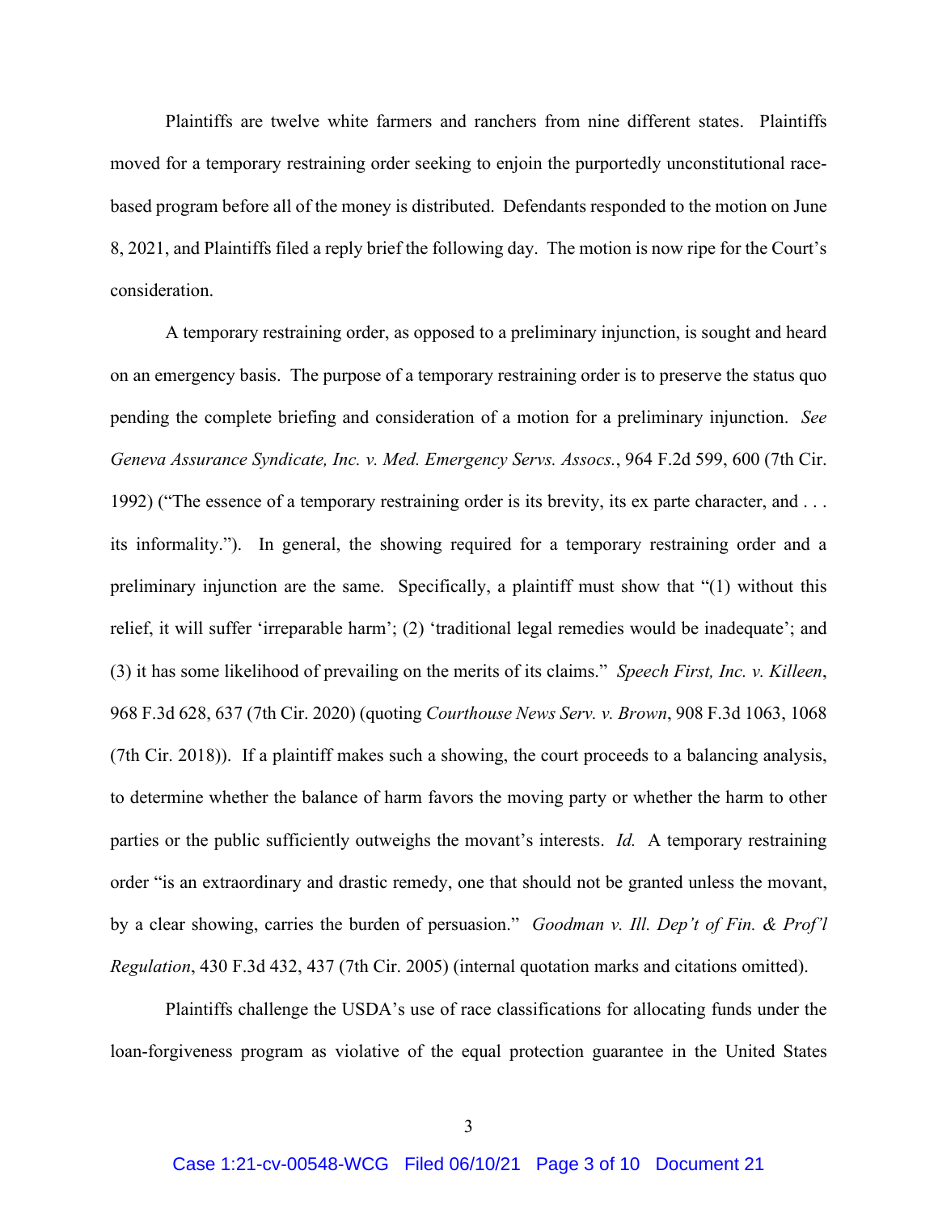Plaintiffs are twelve white farmers and ranchers from nine different states. Plaintiffs moved for a temporary restraining order seeking to enjoin the purportedly unconstitutional race-based program before all of the money is distributed. Defendants responded to the motion on June 8, 2021, and Plaintiffs filed a reply brief the following day. The motion is now ripe for the Court's consideration.

A temporary restraining order, as opposed to a preliminary injunction, is sought and heard on an emergency basis. The purpose of a temporary restraining order is to preserve the status quo pending the complete briefing and consideration of a motion for a preliminary injunction. *See Geneva Assurance Syndicate, Inc. v. Med. Emergency Servs. Assocs.*, 964 F.2d 599, 600 (7th Cir. 1992) ("The essence of a temporary restraining order is its brevity, its ex parte character, and . . . its informality."). In general, the showing required for a temporary restraining order and a preliminary injunction are the same. Specifically, a plaintiff must show that "(1) without this relief, it will suffer 'irreparable harm'; (2) 'traditional legal remedies would be inadequate'; and (3) it has some likelihood of prevailing on the merits of its claims." *Speech First, Inc. v. Killeen*, 968 F.3d 628, 637 (7th Cir. 2020) (quoting *Courthouse News Serv. v. Brown*, 908 F.3d 1063, 1068 (7th Cir. 2018)). If a plaintiff makes such a showing, the court proceeds to a balancing analysis, to determine whether the balance of harm favors the moving party or whether the harm to other parties or the public sufficiently outweighs the movant's interests. *Id.* A temporary restraining order "is an extraordinary and drastic remedy, one that should not be granted unless the movant, by a clear showing, carries the burden of persuasion." *Goodman v. Ill. Dep't of Fin. & Prof'l Regulation*, 430 F.3d 432, 437 (7th Cir. 2005) (internal quotation marks and citations omitted).

Plaintiffs challenge the USDA's use of race classifications for allocating funds under the loan-forgiveness program as violative of the equal protection guarantee in the United States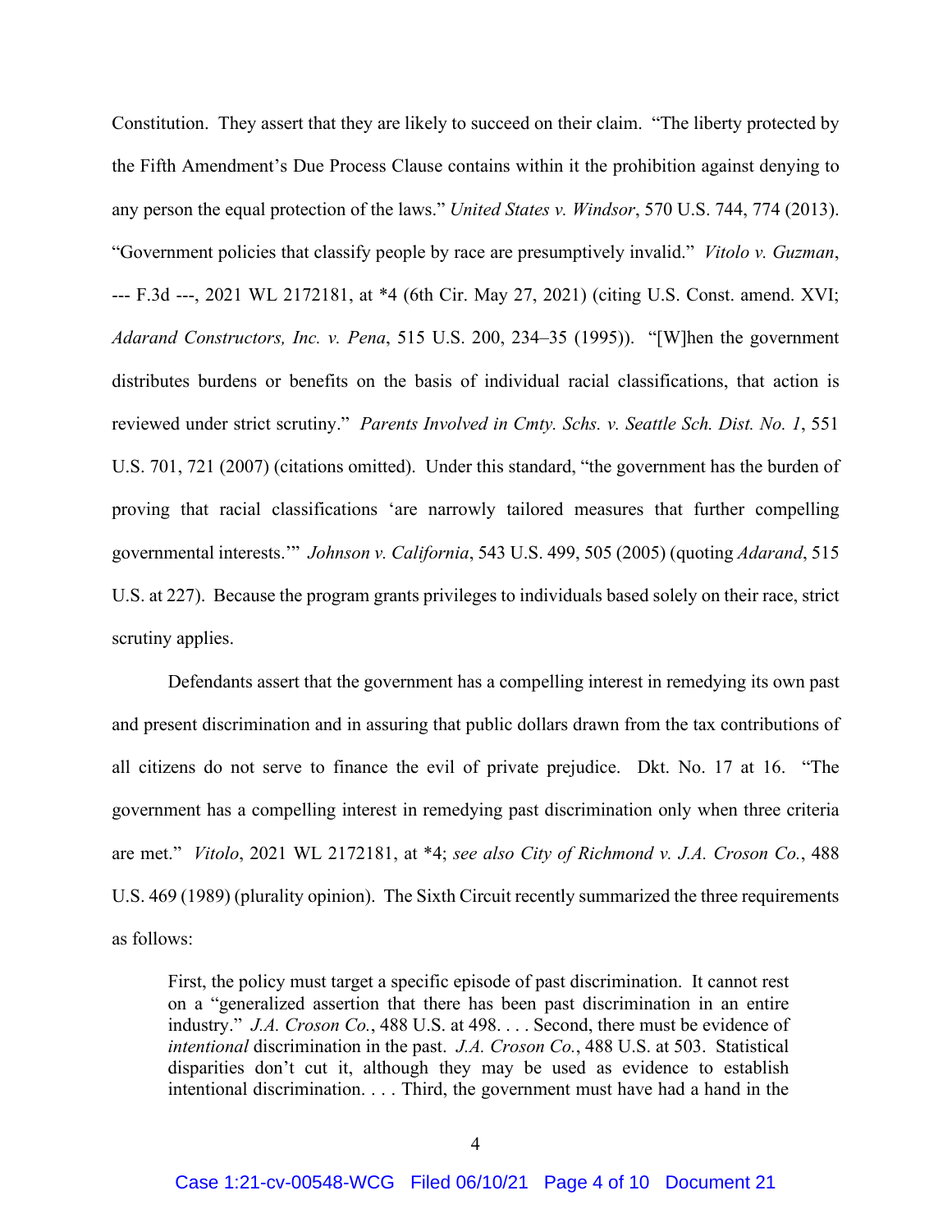Constitution. They assert that they are likely to succeed on their claim. "The liberty protected by the Fifth Amendment's Due Process Clause contains within it the prohibition against denying to any person the equal protection of the laws." *United States v. Windsor*, 570 U.S. 744, 774 (2013). "Government policies that classify people by race are presumptively invalid." *Vitolo v. Guzman*, --- F.3d ---, 2021 WL 2172181, at *4 (6th Cir. May 27, 2021) (citing U.S. Const. amend. XVI; *Adarand Constructors, Inc. v. Pena*, 515 U.S. 200, 234–35 (1995)). "[W]hen the government distributes burdens or benefits on the basis of individual racial classifications, that action is reviewed under strict scrutiny." *Parents Involved in Cmty. Schs. v. Seattle Sch. Dist. No. 1*, 551 U.S. 701, 721 (2007) (citations omitted). Under this standard, "the government has the burden of proving that racial classifications 'are narrowly tailored measures that further compelling governmental interests.'" *Johnson v. California*, 543 U.S. 499, 505 (2005) (quoting *Adarand*, 515 U.S. at 227). Because the program grants privileges to individuals based solely on their race, strict scrutiny applies.

Defendants assert that the government has a compelling interest in remedying its own past and present discrimination and in assuring that public dollars drawn from the tax contributions of all citizens do not serve to finance the evil of private prejudice. Dkt. No. 17 at 16. "The government has a compelling interest in remedying past discrimination only when three criteria are met." *Vitolo*, 2021 WL 2172181, at *4; *see also City of Richmond v. J.A. Croson Co.*, 488 U.S. 469 (1989) (plurality opinion). The Sixth Circuit recently summarized the three requirements as follows:

> First, the policy must target a specific episode of past discrimination. It cannot rest on a "generalized assertion that there has been past discrimination in an entire industry." *J.A. Croson Co.*, 488 U.S. at 498. . . . Second, there must be evidence of *intentional* discrimination in the past. *J.A. Croson Co.*, 488 U.S. at 503. Statistical disparities don't cut it, although they may be used as evidence to establish intentional discrimination. . . . Third, the government must have had a hand in the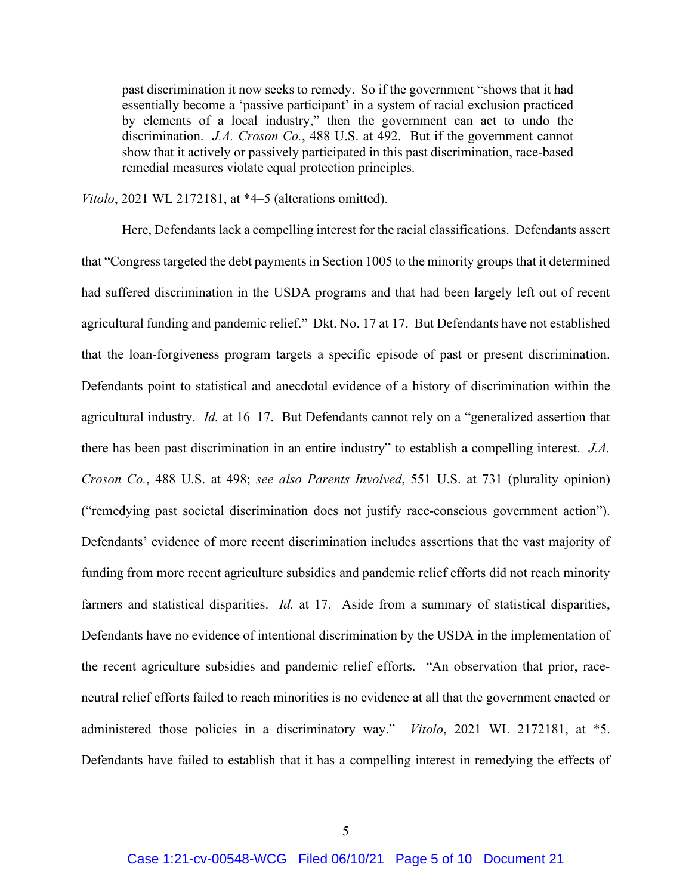> past discrimination it now seeks to remedy. So if the government "shows that it had essentially become a 'passive participant' in a system of racial exclusion practiced by elements of a local industry," then the government can act to undo the discrimination. *J.A. Croson Co.*, 488 U.S. at 492. But if the government cannot show that it actively or passively participated in this past discrimination, race-based remedial measures violate equal protection principles.

*Vitolo*, 2021 WL 2172181, at *4–5 (alterations omitted).

Here, Defendants lack a compelling interest for the racial classifications. Defendants assert that "Congress targeted the debt payments in Section 1005 to the minority groups that it determined had suffered discrimination in the USDA programs and that had been largely left out of recent agricultural funding and pandemic relief." Dkt. No. 17 at 17. But Defendants have not established that the loan-forgiveness program targets a specific episode of past or present discrimination. Defendants point to statistical and anecdotal evidence of a history of discrimination within the agricultural industry. *Id.* at 16–17. But Defendants cannot rely on a "generalized assertion that there has been past discrimination in an entire industry" to establish a compelling interest. *J.A. Croson Co.*, 488 U.S. at 498; *see also Parents Involved*, 551 U.S. at 731 (plurality opinion) ("remedying past societal discrimination does not justify race-conscious government action"). Defendants' evidence of more recent discrimination includes assertions that the vast majority of funding from more recent agriculture subsidies and pandemic relief efforts did not reach minority farmers and statistical disparities. *Id.* at 17. Aside from a summary of statistical disparities, Defendants have no evidence of intentional discrimination by the USDA in the implementation of the recent agriculture subsidies and pandemic relief efforts. "An observation that prior, race-neutral relief efforts failed to reach minorities is no evidence at all that the government enacted or administered those policies in a discriminatory way." *Vitolo*, 2021 WL 2172181, at *5. Defendants have failed to establish that it has a compelling interest in remedying the effects of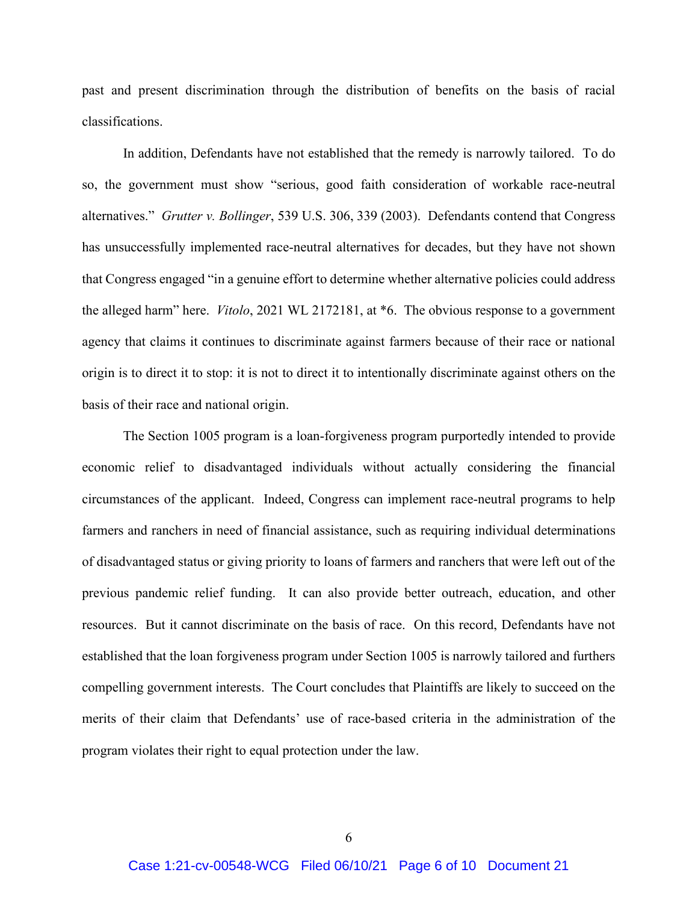past and present discrimination through the distribution of benefits on the basis of racial classifications.

In addition, Defendants have not established that the remedy is narrowly tailored. To do so, the government must show "serious, good faith consideration of workable race-neutral alternatives." *Grutter v. Bollinger*, 539 U.S. 306, 339 (2003). Defendants contend that Congress has unsuccessfully implemented race-neutral alternatives for decades, but they have not shown that Congress engaged "in a genuine effort to determine whether alternative policies could address the alleged harm" here. *Vitolo*, 2021 WL 2172181, at *6. The obvious response to a government agency that claims it continues to discriminate against farmers because of their race or national origin is to direct it to stop: it is not to direct it to intentionally discriminate against others on the basis of their race and national origin.

The Section 1005 program is a loan-forgiveness program purportedly intended to provide economic relief to disadvantaged individuals without actually considering the financial circumstances of the applicant. Indeed, Congress can implement race-neutral programs to help farmers and ranchers in need of financial assistance, such as requiring individual determinations of disadvantaged status or giving priority to loans of farmers and ranchers that were left out of the previous pandemic relief funding. It can also provide better outreach, education, and other resources. But it cannot discriminate on the basis of race. On this record, Defendants have not established that the loan forgiveness program under Section 1005 is narrowly tailored and furthers compelling government interests. The Court concludes that Plaintiffs are likely to succeed on the merits of their claim that Defendants' use of race-based criteria in the administration of the program violates their right to equal protection under the law.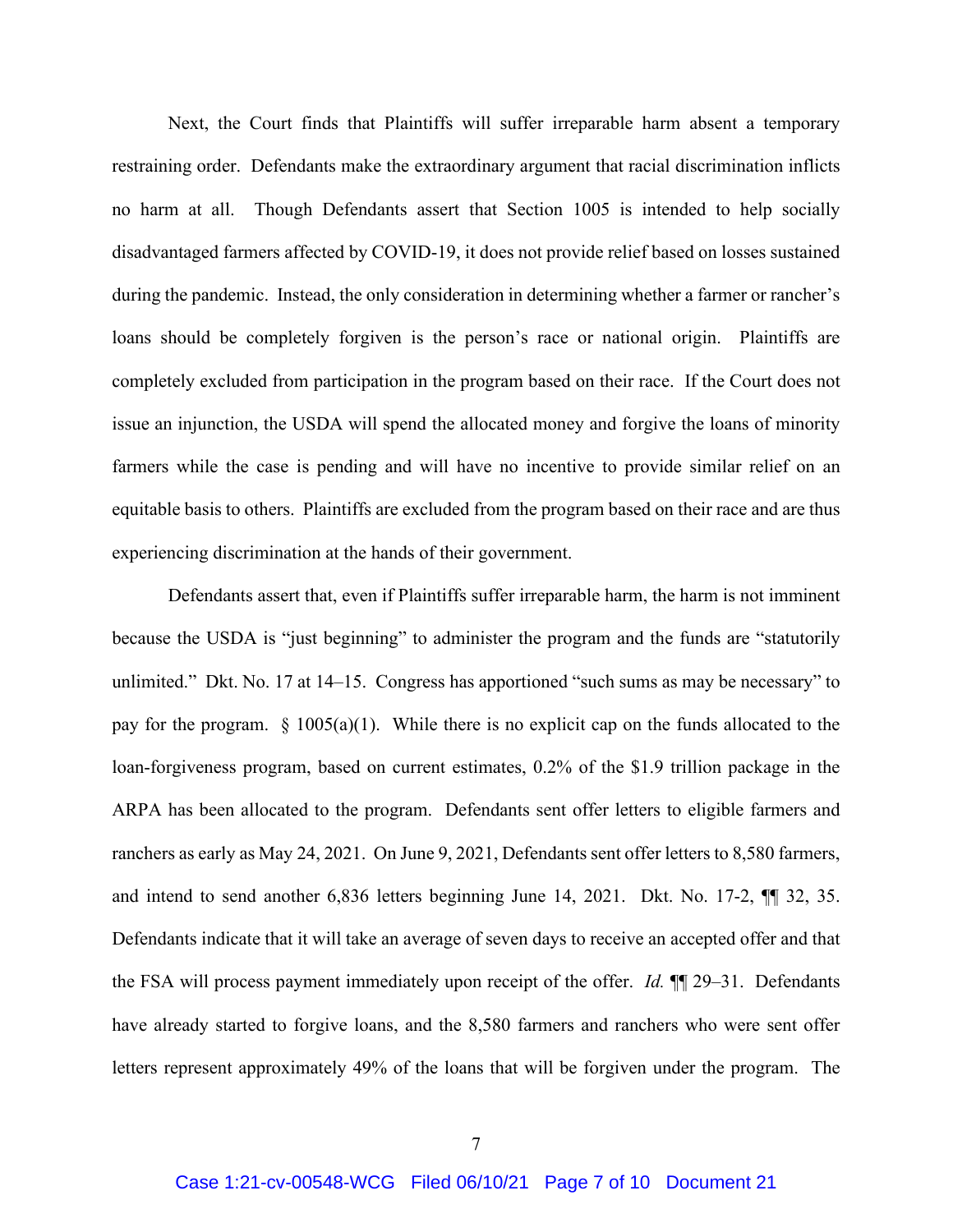Next, the Court finds that Plaintiffs will suffer irreparable harm absent a temporary restraining order. Defendants make the extraordinary argument that racial discrimination inflicts no harm at all. Though Defendants assert that Section 1005 is intended to help socially disadvantaged farmers affected by COVID-19, it does not provide relief based on losses sustained during the pandemic. Instead, the only consideration in determining whether a farmer or rancher's loans should be completely forgiven is the person's race or national origin. Plaintiffs are completely excluded from participation in the program based on their race. If the Court does not issue an injunction, the USDA will spend the allocated money and forgive the loans of minority farmers while the case is pending and will have no incentive to provide similar relief on an equitable basis to others. Plaintiffs are excluded from the program based on their race and are thus experiencing discrimination at the hands of their government.

Defendants assert that, even if Plaintiffs suffer irreparable harm, the harm is not imminent because the USDA is "just beginning" to administer the program and the funds are "statutorily unlimited." Dkt. No. 17 at 14–15. Congress has apportioned "such sums as may be necessary" to pay for the program. § 1005(a)(1). While there is no explicit cap on the funds allocated to the loan-forgiveness program, based on current estimates, 0.2% of the $1.9 trillion package in the ARPA has been allocated to the program. Defendants sent offer letters to eligible farmers and ranchers as early as May 24, 2021. On June 9, 2021, Defendants sent offer letters to 8,580 farmers, and intend to send another 6,836 letters beginning June 14, 2021. Dkt. No. 17-2, ¶¶ 32, 35. Defendants indicate that it will take an average of seven days to receive an accepted offer and that the FSA will process payment immediately upon receipt of the offer. *Id.* ¶¶ 29–31. Defendants have already started to forgive loans, and the 8,580 farmers and ranchers who were sent offer letters represent approximately 49% of the loans that will be forgiven under the program. The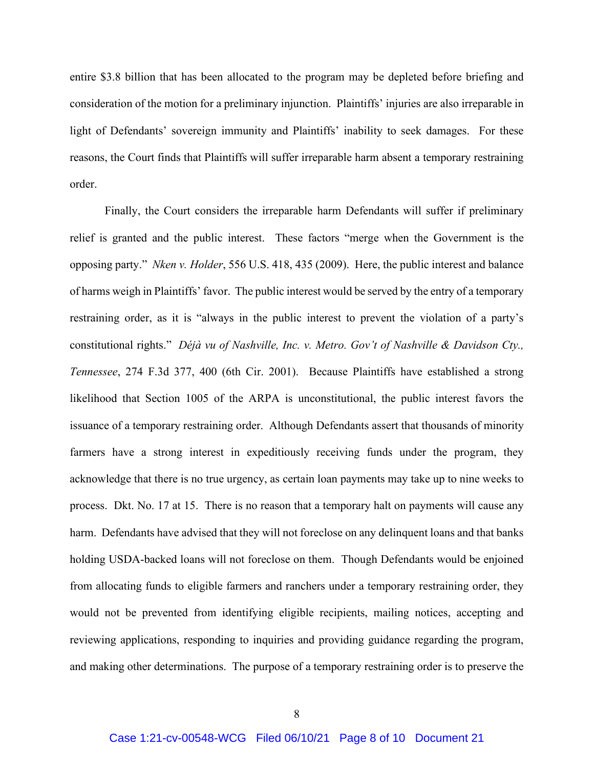entire $3.8 billion that has been allocated to the program may be depleted before briefing and consideration of the motion for a preliminary injunction. Plaintiffs' injuries are also irreparable in light of Defendants' sovereign immunity and Plaintiffs' inability to seek damages. For these reasons, the Court finds that Plaintiffs will suffer irreparable harm absent a temporary restraining order.

Finally, the Court considers the irreparable harm Defendants will suffer if preliminary relief is granted and the public interest. These factors "merge when the Government is the opposing party." *Nken v. Holder*, 556 U.S. 418, 435 (2009). Here, the public interest and balance of harms weigh in Plaintiffs' favor. The public interest would be served by the entry of a temporary restraining order, as it is "always in the public interest to prevent the violation of a party's constitutional rights." *Déjà vu of Nashville, Inc. v. Metro. Gov't of Nashville & Davidson Cty., Tennessee*, 274 F.3d 377, 400 (6th Cir. 2001). Because Plaintiffs have established a strong likelihood that Section 1005 of the ARPA is unconstitutional, the public interest favors the issuance of a temporary restraining order. Although Defendants assert that thousands of minority farmers have a strong interest in expeditiously receiving funds under the program, they acknowledge that there is no true urgency, as certain loan payments may take up to nine weeks to process. Dkt. No. 17 at 15. There is no reason that a temporary halt on payments will cause any harm. Defendants have advised that they will not foreclose on any delinquent loans and that banks holding USDA-backed loans will not foreclose on them. Though Defendants would be enjoined from allocating funds to eligible farmers and ranchers under a temporary restraining order, they would not be prevented from identifying eligible recipients, mailing notices, accepting and reviewing applications, responding to inquiries and providing guidance regarding the program, and making other determinations. The purpose of a temporary restraining order is to preserve the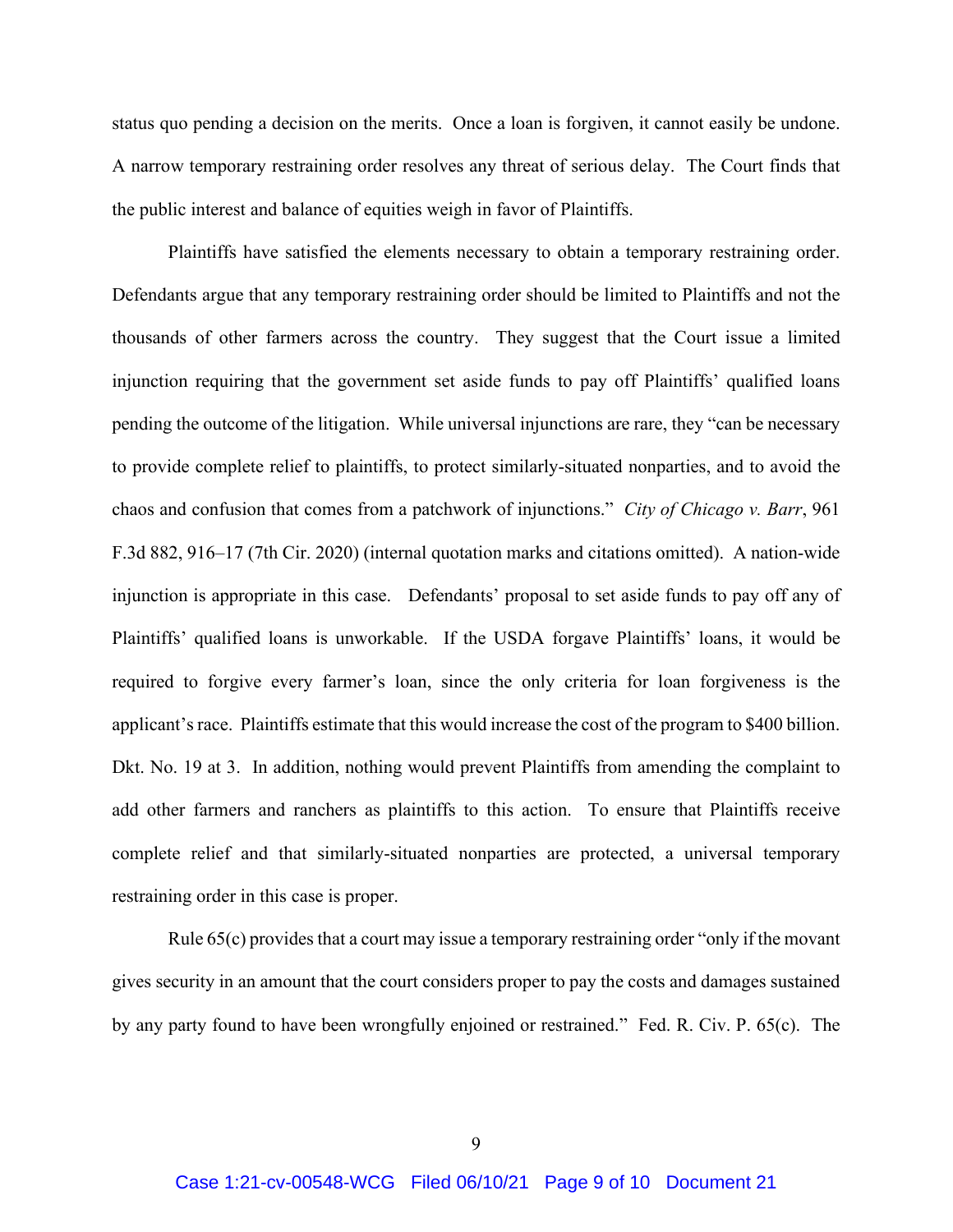status quo pending a decision on the merits. Once a loan is forgiven, it cannot easily be undone. A narrow temporary restraining order resolves any threat of serious delay. The Court finds that the public interest and balance of equities weigh in favor of Plaintiffs.

Plaintiffs have satisfied the elements necessary to obtain a temporary restraining order. Defendants argue that any temporary restraining order should be limited to Plaintiffs and not the thousands of other farmers across the country. They suggest that the Court issue a limited injunction requiring that the government set aside funds to pay off Plaintiffs' qualified loans pending the outcome of the litigation. While universal injunctions are rare, they "can be necessary to provide complete relief to plaintiffs, to protect similarly-situated nonparties, and to avoid the chaos and confusion that comes from a patchwork of injunctions." *City of Chicago v. Barr*, 961 F.3d 882, 916–17 (7th Cir. 2020) (internal quotation marks and citations omitted). A nation-wide injunction is appropriate in this case. Defendants' proposal to set aside funds to pay off any of Plaintiffs' qualified loans is unworkable. If the USDA forgave Plaintiffs' loans, it would be required to forgive every farmer's loan, since the only criteria for loan forgiveness is the applicant's race. Plaintiffs estimate that this would increase the cost of the program to $400 billion. Dkt. No. 19 at 3. In addition, nothing would prevent Plaintiffs from amending the complaint to add other farmers and ranchers as plaintiffs to this action. To ensure that Plaintiffs receive complete relief and that similarly-situated nonparties are protected, a universal temporary restraining order in this case is proper.

Rule 65(c) provides that a court may issue a temporary restraining order "only if the movant gives security in an amount that the court considers proper to pay the costs and damages sustained by any party found to have been wrongfully enjoined or restrained." Fed. R. Civ. P. 65(c). The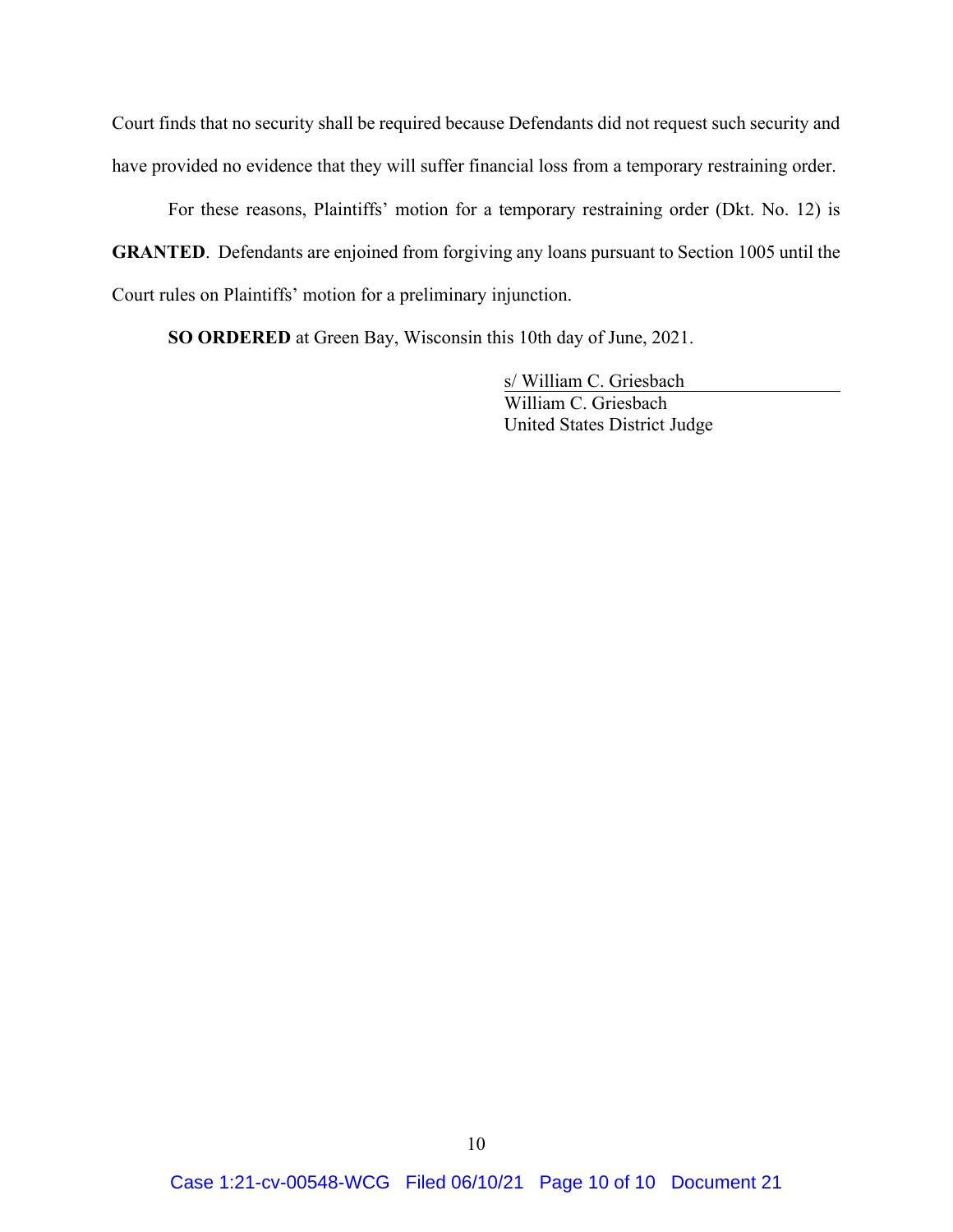Court finds that no security shall be required because Defendants did not request such security and have provided no evidence that they will suffer financial loss from a temporary restraining order.

For these reasons, Plaintiffs' motion for a temporary restraining order (Dkt. No. 12) is **GRANTED**. Defendants are enjoined from forgiving any loans pursuant to Section 1005 until the Court rules on Plaintiffs' motion for a preliminary injunction.

**SO ORDERED** at Green Bay, Wisconsin this 10th day of June, 2021.

s/ William C. Griesbach
William C. Griesbach
United States District Judge